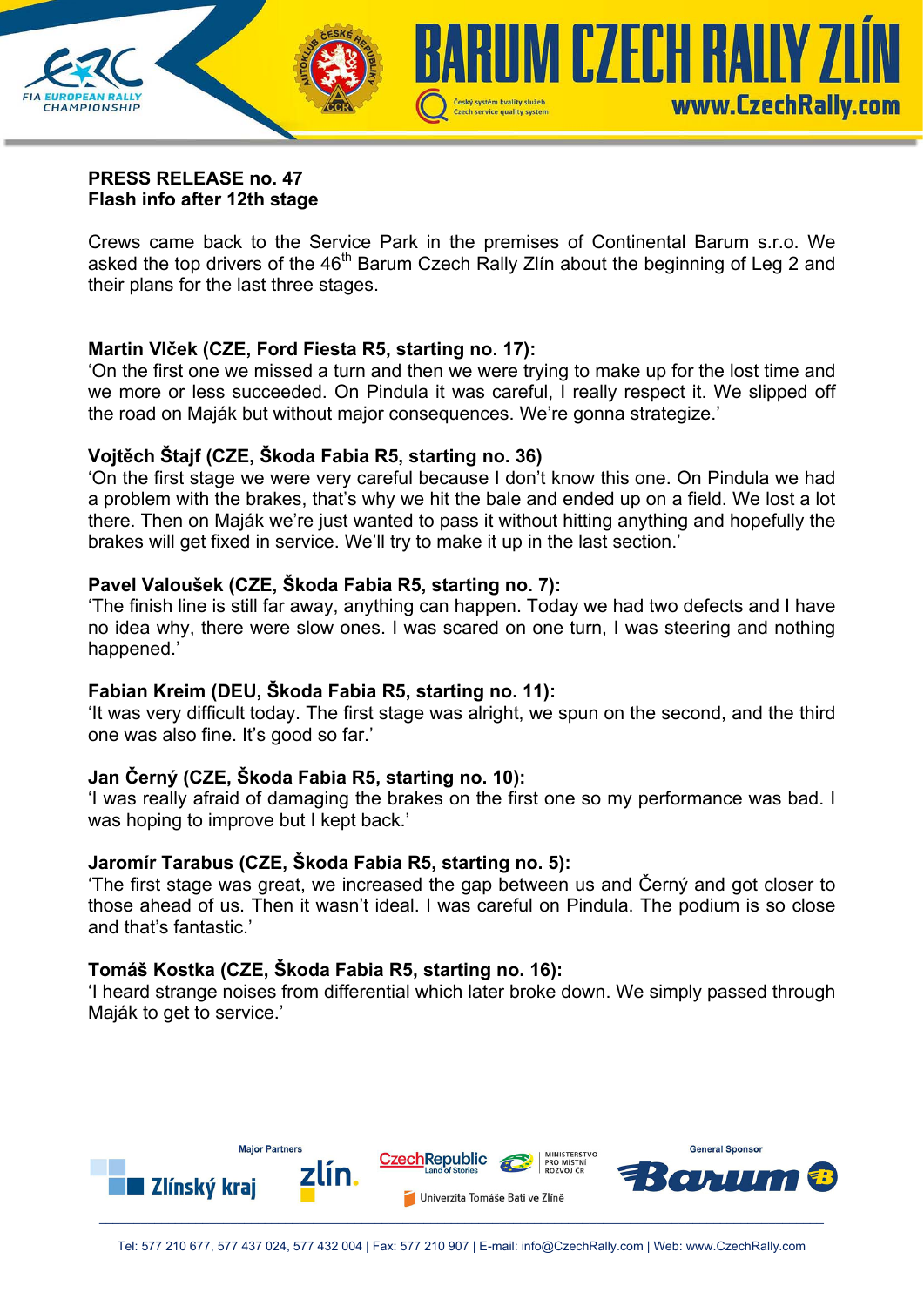**PRESS RELEASE no. 47**
**Flash info after 12th stage**

Crews came back to the Service Park in the premises of Continental Barum s.r.o. We asked the top drivers of the 46th Barum Czech Rally Zlín about the beginning of Leg 2 and their plans for the last three stages.

**Martin Vlček (CZE, Ford Fiesta R5, starting no. 17):**
'On the first one we missed a turn and then we were trying to make up for the lost time and we more or less succeeded. On Pindula it was careful, I really respect it. We slipped off the road on Maják but without major consequences. We're gonna strategize.'

**Vojtěch Štajf (CZE, Škoda Fabia R5, starting no. 36)**
'On the first stage we were very careful because I don't know this one. On Pindula we had a problem with the brakes, that's why we hit the bale and ended up on a field. We lost a lot there. Then on Maják we're just wanted to pass it without hitting anything and hopefully the brakes will get fixed in service. We'll try to make it up in the last section.'

**Pavel Valoušek (CZE, Škoda Fabia R5, starting no. 7):**
'The finish line is still far away, anything can happen. Today we had two defects and I have no idea why, there were slow ones. I was scared on one turn, I was steering and nothing happened.'

**Fabian Kreim (DEU, Škoda Fabia R5, starting no. 11):**
'It was very difficult today. The first stage was alright, we spun on the second, and the third one was also fine. It's good so far.'

**Jan Černý (CZE, Škoda Fabia R5, starting no. 10):**
'I was really afraid of damaging the brakes on the first one so my performance was bad. I was hoping to improve but I kept back.'

**Jaromír Tarabus (CZE, Škoda Fabia R5, starting no. 5):**
'The first stage was great, we increased the gap between us and Černý and got closer to those ahead of us. Then it wasn't ideal. I was careful on Pindula. The podium is so close and that's fantastic.'

**Tomáš Kostka (CZE, Škoda Fabia R5, starting no. 16):**
'I heard strange noises from differential which later broke down. We simply passed through Maják to get to service.'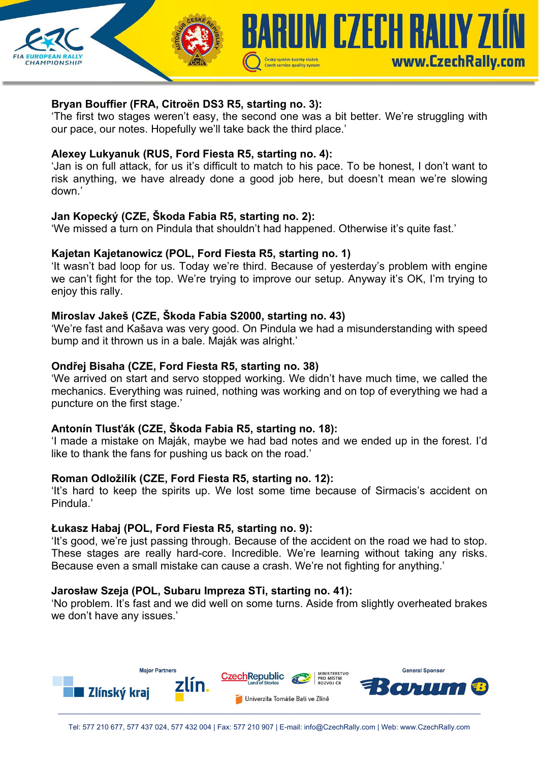**Bryan Bouffier (FRA, Citroën DS3 R5, starting no. 3):**
'The first two stages weren't easy, the second one was a bit better. We're struggling with our pace, our notes. Hopefully we'll take back the third place.'

**Alexey Lukyanuk (RUS, Ford Fiesta R5, starting no. 4):**
'Jan is on full attack, for us it's difficult to match to his pace. To be honest, I don't want to risk anything, we have already done a good job here, but doesn't mean we're slowing down.'

**Jan Kopecký (CZE, Škoda Fabia R5, starting no. 2):**
'We missed a turn on Pindula that shouldn't had happened. Otherwise it's quite fast.'

**Kajetan Kajetanowicz (POL, Ford Fiesta R5, starting no. 1)**
'It wasn't bad loop for us. Today we're third. Because of yesterday's problem with engine we can't fight for the top. We're trying to improve our setup. Anyway it's OK, I'm trying to enjoy this rally.

**Miroslav Jakeš (CZE, Škoda Fabia S2000, starting no. 43)**
'We're fast and Kašava was very good. On Pindula we had a misunderstanding with speed bump and it thrown us in a bale. Maják was alright.'

**Ondřej Bisaha (CZE, Ford Fiesta R5, starting no. 38)**
'We arrived on start and servo stopped working. We didn't have much time, we called the mechanics. Everything was ruined, nothing was working and on top of everything we had a puncture on the first stage.'

**Antonín Tlusťák (CZE, Škoda Fabia R5, starting no. 18):**
'I made a mistake on Maják, maybe we had bad notes and we ended up in the forest. I'd like to thank the fans for pushing us back on the road.'

**Roman Odložilík (CZE, Ford Fiesta R5, starting no. 12):**
'It's hard to keep the spirits up. We lost some time because of Sirmacis's accident on Pindula.'

**Łukasz Habaj (POL, Ford Fiesta R5, starting no. 9):**
'It's good, we're just passing through. Because of the accident on the road we had to stop. These stages are really hard-core. Incredible. We're learning without taking any risks. Because even a small mistake can cause a crash. We're not fighting for anything.'

**Jarosław Szeja (POL, Subaru Impreza STi, starting no. 41):**
'No problem. It's fast and we did well on some turns. Aside from slightly overheated brakes we don't have any issues.'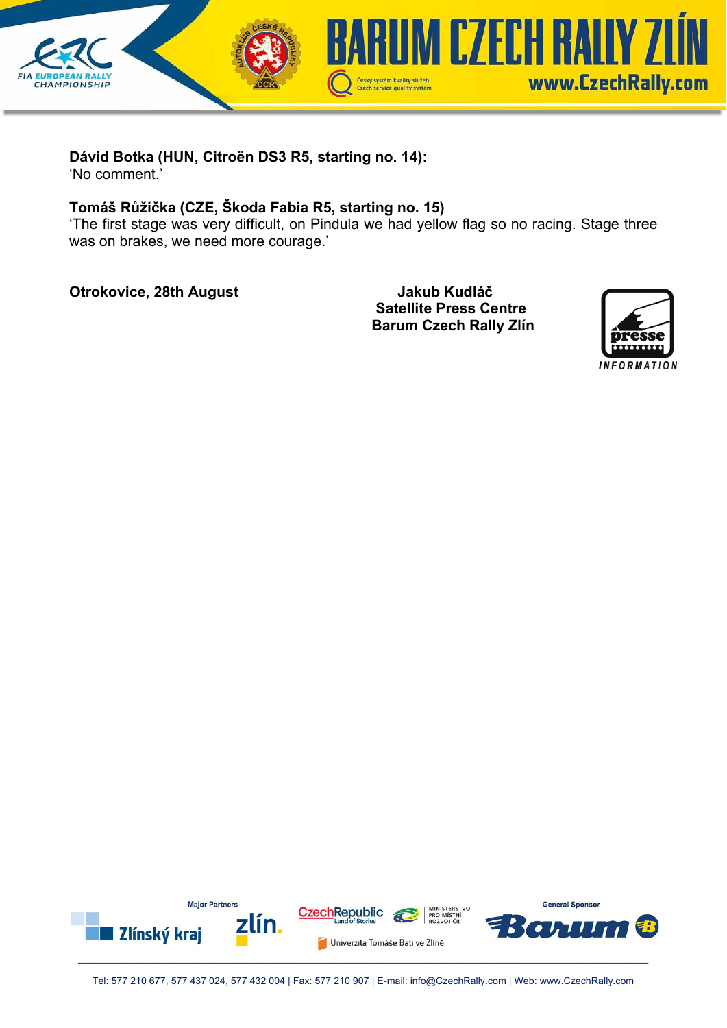**Dávid Botka (HUN, Citroën DS3 R5, starting no. 14):**
'No comment.'

**Tomáš Růžička (CZE, Škoda Fabia R5, starting no. 15)**
'The first stage was very difficult, on Pindula we had yellow flag so no racing. Stage three was on brakes, we need more courage.'

**Otrokovice, 28th August**

**Jakub Kudláč**
**Satellite Press Centre**
**Barum Czech Rally Zlín**